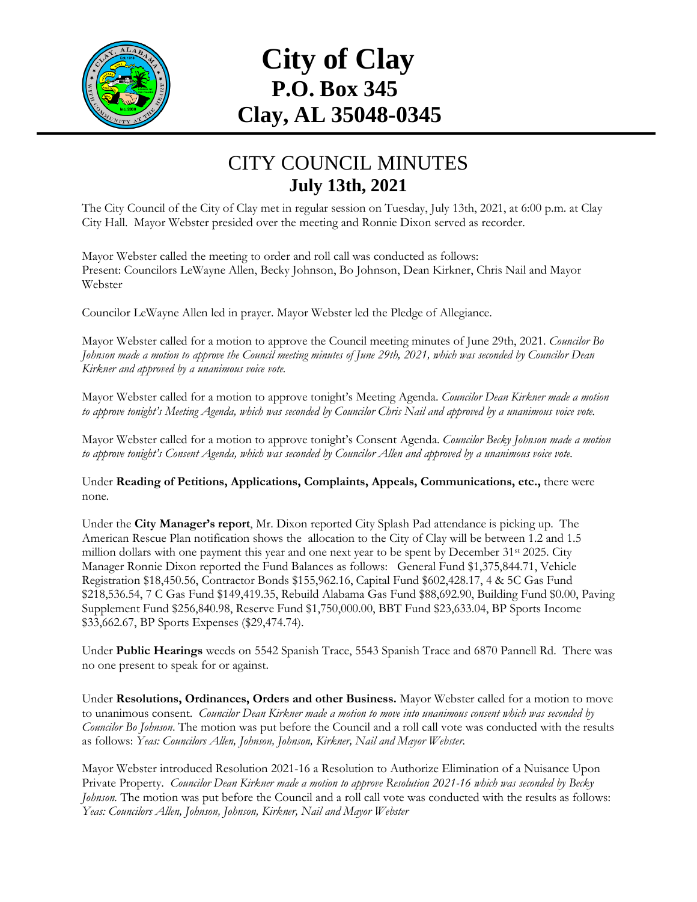# City of Clay
## P.O. Box 345
## Clay, AL 35048-0345

# CITY COUNCIL MINUTES
## July 13th, 2021

The City Council of the City of Clay met in regular session on Tuesday, July 13th, 2021, at 6:00 p.m. at Clay City Hall. Mayor Webster presided over the meeting and Ronnie Dixon served as recorder.

Mayor Webster called the meeting to order and roll call was conducted as follows:
Present: Councilors LeWayne Allen, Becky Johnson, Bo Johnson, Dean Kirkner, Chris Nail and Mayor Webster

Councilor LeWayne Allen led in prayer. Mayor Webster led the Pledge of Allegiance.

Mayor Webster called for a motion to approve the Council meeting minutes of June 29th, 2021. *Councilor Bo Johnson made a motion to approve the Council meeting minutes of June 29th, 2021, which was seconded by Councilor Dean Kirkner and approved by a unanimous voice vote.*

Mayor Webster called for a motion to approve tonight's Meeting Agenda. *Councilor Dean Kirkner made a motion to approve tonight's Meeting Agenda, which was seconded by Councilor Chris Nail and approved by a unanimous voice vote.*

Mayor Webster called for a motion to approve tonight's Consent Agenda. *Councilor Becky Johnson made a motion to approve tonight's Consent Agenda, which was seconded by Councilor Allen and approved by a unanimous voice vote.*

Under **Reading of Petitions, Applications, Complaints, Appeals, Communications, etc.,** there were none.

Under the **City Manager's report**, Mr. Dixon reported City Splash Pad attendance is picking up. The American Rescue Plan notification shows the allocation to the City of Clay will be between 1.2 and 1.5 million dollars with one payment this year and one next year to be spent by December 31st 2025. City Manager Ronnie Dixon reported the Fund Balances as follows: General Fund $1,375,844.71, Vehicle Registration $18,450.56, Contractor Bonds $155,962.16, Capital Fund $602,428.17, 4 & 5C Gas Fund $218,536.54, 7 C Gas Fund $149,419.35, Rebuild Alabama Gas Fund $88,692.90, Building Fund $0.00, Paving Supplement Fund $256,840.98, Reserve Fund $1,750,000.00, BBT Fund $23,633.04, BP Sports Income $33,662.67, BP Sports Expenses ($29,474.74).

Under **Public Hearings** weeds on 5542 Spanish Trace, 5543 Spanish Trace and 6870 Pannell Rd. There was no one present to speak for or against.

Under **Resolutions, Ordinances, Orders and other Business.** Mayor Webster called for a motion to move to unanimous consent. *Councilor Dean Kirkner made a motion to move into unanimous consent which was seconded by Councilor Bo Johnson*. The motion was put before the Council and a roll call vote was conducted with the results as follows: *Yeas: Councilors Allen, Johnson, Johnson, Kirkner, Nail and Mayor Webster.*

Mayor Webster introduced Resolution 2021-16 a Resolution to Authorize Elimination of a Nuisance Upon Private Property. *Councilor Dean Kirkner made a motion to approve Resolution 2021-16 which was seconded by Becky Johnson.* The motion was put before the Council and a roll call vote was conducted with the results as follows: *Yeas: Councilors Allen, Johnson, Johnson, Kirkner, Nail and Mayor Webster*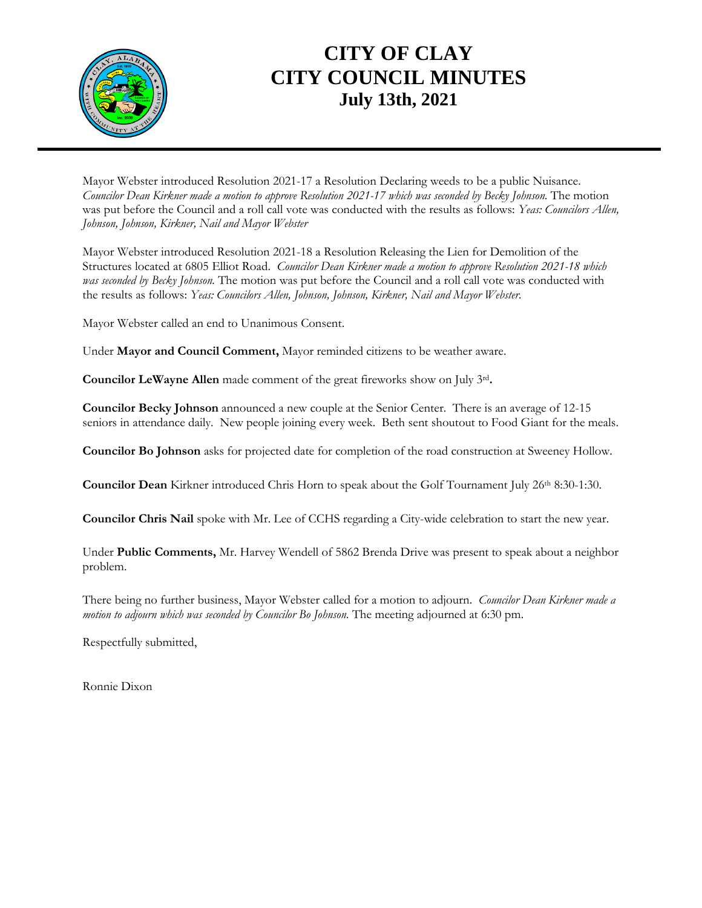# CITY OF CLAY
# CITY COUNCIL MINUTES
## July 13th, 2021

Mayor Webster introduced Resolution 2021-17 a Resolution Declaring weeds to be a public Nuisance. *Councilor Dean Kirkner made a motion to approve Resolution 2021-17 which was seconded by Becky Johnson.* The motion was put before the Council and a roll call vote was conducted with the results as follows: *Yeas: Councilors Allen, Johnson, Johnson, Kirkner, Nail and Mayor Webster*

Mayor Webster introduced Resolution 2021-18 a Resolution Releasing the Lien for Demolition of the Structures located at 6805 Elliot Road. *Councilor Dean Kirkner made a motion to approve Resolution 2021-18 which was seconded by Becky Johnson.* The motion was put before the Council and a roll call vote was conducted with the results as follows: *Yeas: Councilors Allen, Johnson, Johnson, Kirkner, Nail and Mayor Webster.*

Mayor Webster called an end to Unanimous Consent.

Under **Mayor and Council Comment,** Mayor reminded citizens to be weather aware.

**Councilor LeWayne Allen** made comment of the great fireworks show on July 3rd**.**

**Councilor Becky Johnson** announced a new couple at the Senior Center. There is an average of 12-15 seniors in attendance daily. New people joining every week. Beth sent shoutout to Food Giant for the meals.

**Councilor Bo Johnson** asks for projected date for completion of the road construction at Sweeney Hollow.

**Councilor Dean** Kirkner introduced Chris Horn to speak about the Golf Tournament July 26th 8:30-1:30.

**Councilor Chris Nail** spoke with Mr. Lee of CCHS regarding a City-wide celebration to start the new year.

Under **Public Comments,** Mr. Harvey Wendell of 5862 Brenda Drive was present to speak about a neighbor problem.

There being no further business, Mayor Webster called for a motion to adjourn. *Councilor Dean Kirkner made a motion to adjourn which was seconded by Councilor Bo Johnson.* The meeting adjourned at 6:30 pm.

Respectfully submitted,

Ronnie Dixon